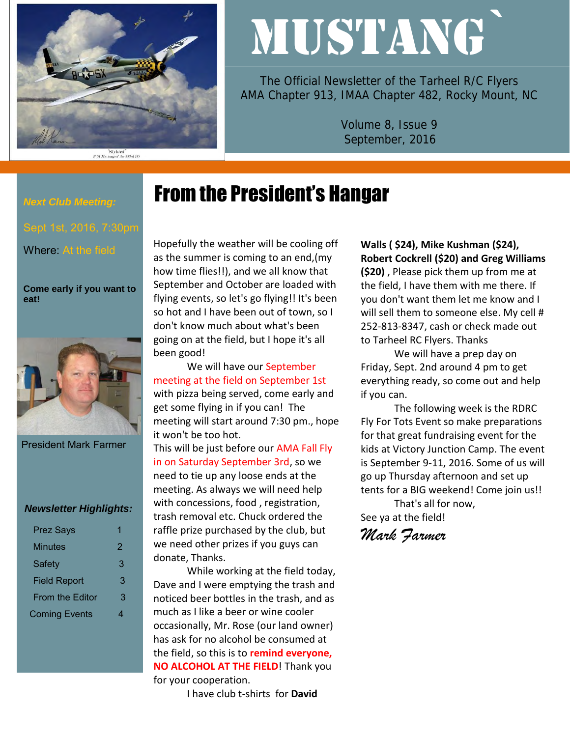# MUSTANG

The Official Newsletter of the Tarheel R/C Flyers
AMA Chapter 913, IMAA Chapter 482, Rocky Mount, NC

Volume 8, Issue 9
September, 2016

***Next Club Meeting:***

Sept 1st, 2016, 7:30pm

Where: At the field

**Come early if you want to eat!**

President Mark Farmer

***Newsletter Highlights:***

| | |
|---|---|
| Prez Says | 1 |
| Minutes | 2 |
| Safety | 3 |
| Field Report | 3 |
| From the Editor | 3 |
| Coming Events | 4 |

## From the President's Hangar

Hopefully the weather will be cooling off as the summer is coming to an end,(my how time flies!!), and we all know that September and October are loaded with flying events, so let's go flying!! It's been so hot and I have been out of town, so I don't know much about what's been going on at the field, but I hope it's all been good!

We will have our September meeting at the field on September 1st with pizza being served, come early and get some flying in if you can! The meeting will start around 7:30 pm., hope it won't be too hot.

This will be just before our AMA Fall Fly in on Saturday September 3rd, so we need to tie up any loose ends at the meeting. As always we will need help with concessions, food , registration, trash removal etc. Chuck ordered the raffle prize purchased by the club, but we need other prizes if you guys can donate, Thanks.

While working at the field today, Dave and I were emptying the trash and noticed beer bottles in the trash, and as much as I like a beer or wine cooler occasionally, Mr. Rose (our land owner) has ask for no alcohol be consumed at the field, so this is to **remind everyone, NO ALCOHOL AT THE FIELD**! Thank you for your cooperation.

I have club t-shirts for **David Walls ( $24), Mike Kushman ($24), Robert Cockrell ($20) and Greg Williams ($20)** , Please pick them up from me at the field, I have them with me there. If you don't want them let me know and I will sell them to someone else. My cell # 252-813-8347, cash or check made out to Tarheel RC Flyers. Thanks

We will have a prep day on Friday, Sept. 2nd around 4 pm to get everything ready, so come out and help if you can.

The following week is the RDRC Fly For Tots Event so make preparations for that great fundraising event for the kids at Victory Junction Camp. The event is September 9-11, 2016. Some of us will go up Thursday afternoon and set up tents for a BIG weekend! Come join us!!

That's all for now,

See ya at the field!

*Mark Farmer*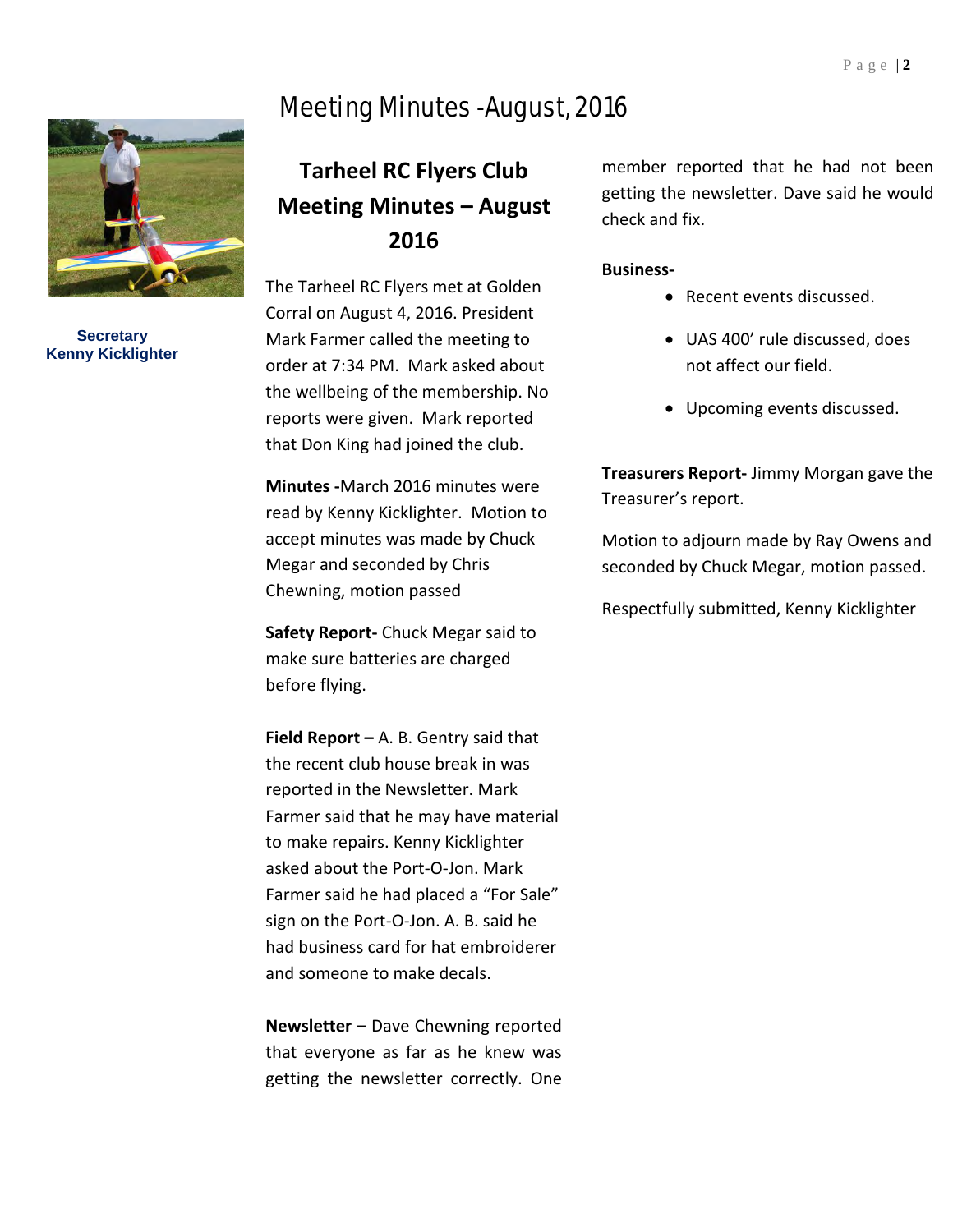# Meeting Minutes -August, 2016

Secretary
Kenny Kicklighter

## Tarheel RC Flyers Club Meeting Minutes – August 2016

The Tarheel RC Flyers met at Golden Corral on August 4, 2016. President Mark Farmer called the meeting to order at 7:34 PM. Mark asked about the wellbeing of the membership. No reports were given. Mark reported that Don King had joined the club.

**Minutes -**March 2016 minutes were read by Kenny Kicklighter. Motion to accept minutes was made by Chuck Megar and seconded by Chris Chewning, motion passed

**Safety Report-** Chuck Megar said to make sure batteries are charged before flying.

**Field Report –** A. B. Gentry said that the recent club house break in was reported in the Newsletter. Mark Farmer said that he may have material to make repairs. Kenny Kicklighter asked about the Port-O-Jon. Mark Farmer said he had placed a "For Sale" sign on the Port-O-Jon. A. B. said he had business card for hat embroiderer and someone to make decals.

**Newsletter –** Dave Chewning reported that everyone as far as he knew was getting the newsletter correctly. One member reported that he had not been getting the newsletter. Dave said he would check and fix.

**Business-**

- Recent events discussed.
- UAS 400' rule discussed, does not affect our field.
- Upcoming events discussed.

**Treasurers Report-** Jimmy Morgan gave the Treasurer's report.

Motion to adjourn made by Ray Owens and seconded by Chuck Megar, motion passed.

Respectfully submitted, Kenny Kicklighter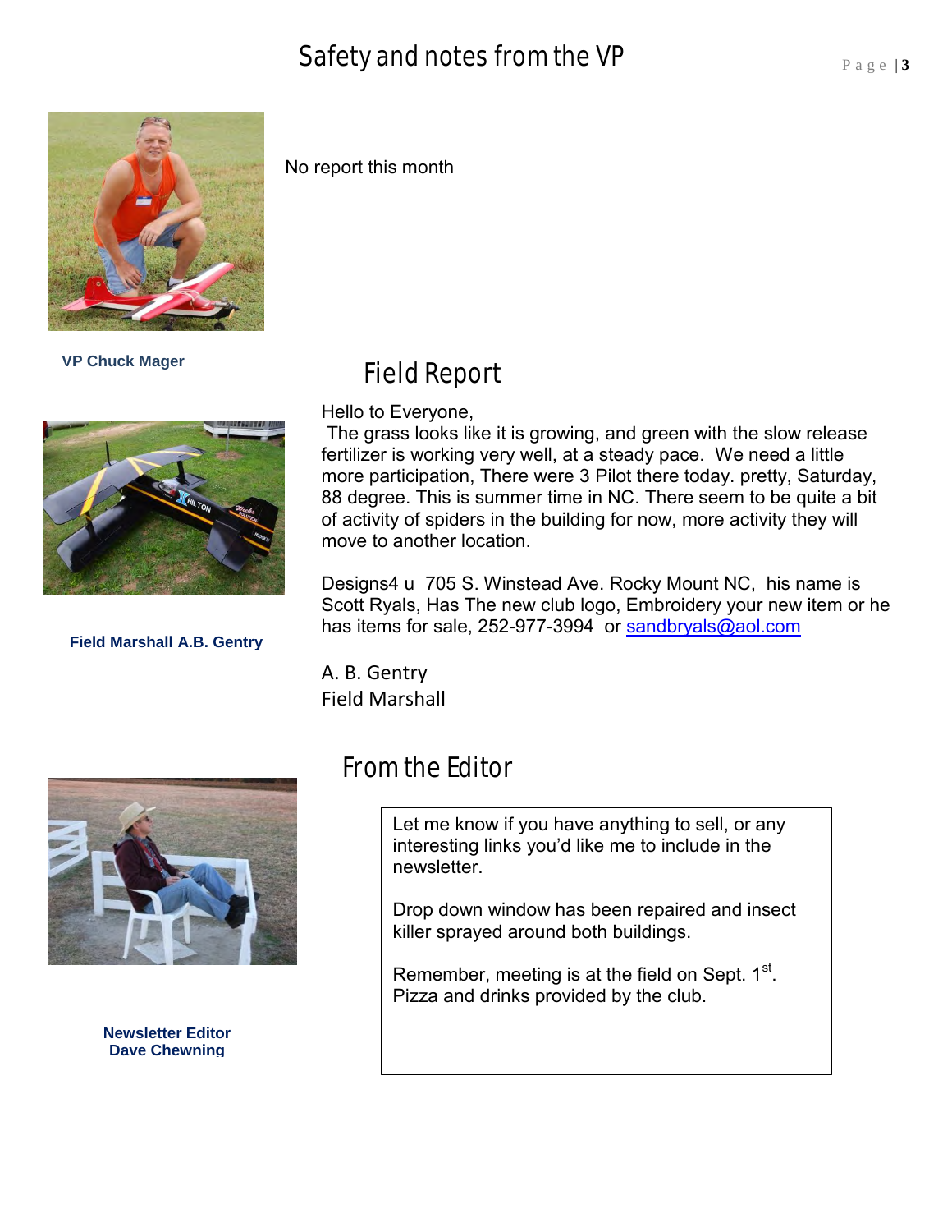# Safety and notes from the VP

No report this month

VP Chuck Mager

## Field Report

Hello to Everyone,

The grass looks like it is growing, and green with the slow release fertilizer is working very well, at a steady pace. We need a little more participation, There were 3 Pilot there today. pretty, Saturday, 88 degree. This is summer time in NC. There seem to be quite a bit of activity of spiders in the building for now, more activity they will move to another location.

Designs4 u 705 S. Winstead Ave. Rocky Mount NC, his name is Scott Ryals, Has The new club logo, Embroidery your new item or he has items for sale, 252-977-3994 or sandbryals@aol.com

A. B. Gentry
Field Marshall

Field Marshall A.B. Gentry

## From the Editor

Let me know if you have anything to sell, or any interesting links you'd like me to include in the newsletter.

Drop down window has been repaired and insect killer sprayed around both buildings.

Remember, meeting is at the field on Sept. 1st. Pizza and drinks provided by the club.

Newsletter Editor
Dave Chewning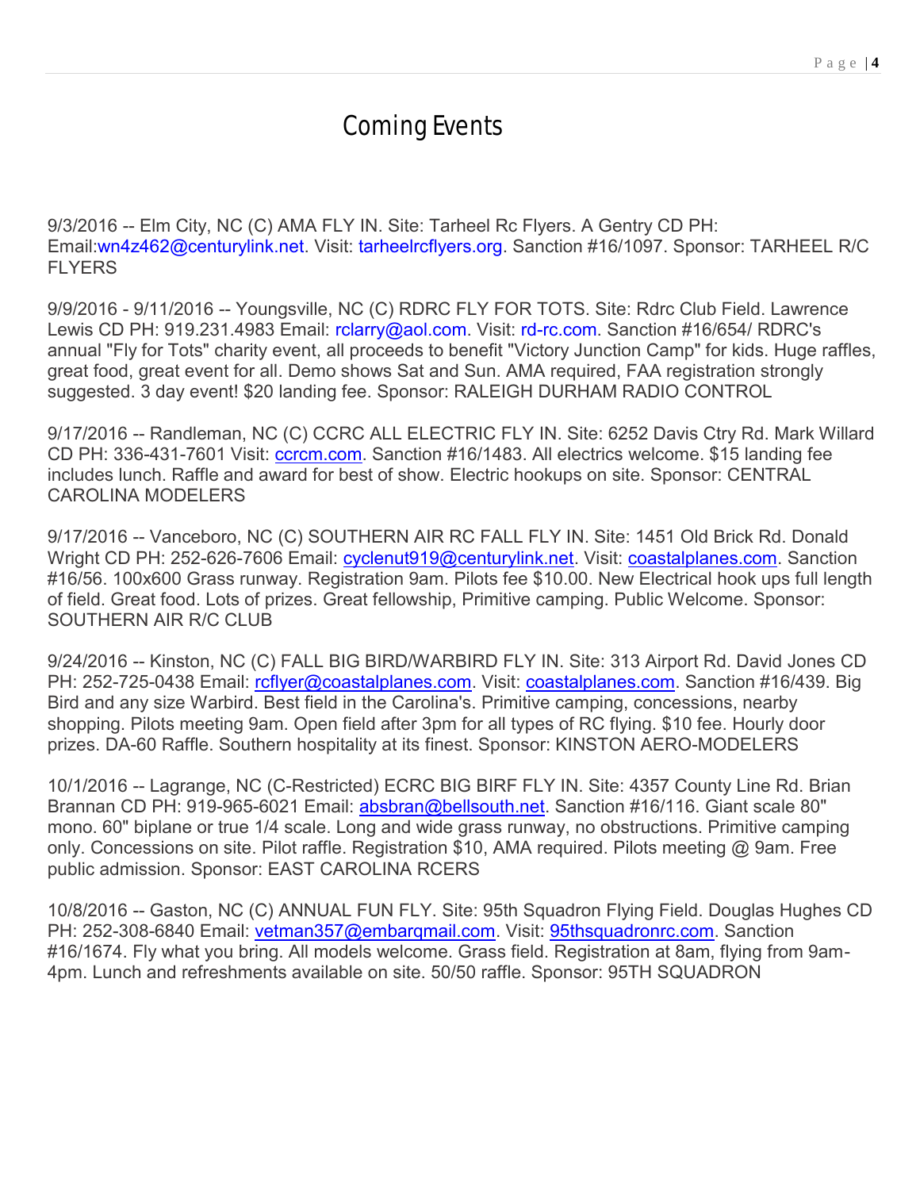# Coming Events

9/3/2016 -- Elm City, NC (C) AMA FLY IN. Site: Tarheel Rc Flyers. A Gentry CD PH: Email:wn4z462@centurylink.net. Visit: tarheelrcflyers.org. Sanction #16/1097. Sponsor: TARHEEL R/C FLYERS

9/9/2016 - 9/11/2016 -- Youngsville, NC (C) RDRC FLY FOR TOTS. Site: Rdrc Club Field. Lawrence Lewis CD PH: 919.231.4983 Email: rclarry@aol.com. Visit: rd-rc.com. Sanction #16/654/ RDRC's annual "Fly for Tots" charity event, all proceeds to benefit "Victory Junction Camp" for kids. Huge raffles, great food, great event for all. Demo shows Sat and Sun. AMA required, FAA registration strongly suggested. 3 day event! $20 landing fee. Sponsor: RALEIGH DURHAM RADIO CONTROL

9/17/2016 -- Randleman, NC (C) CCRC ALL ELECTRIC FLY IN. Site: 6252 Davis Ctry Rd. Mark Willard CD PH: 336-431-7601 Visit: ccrcm.com. Sanction #16/1483. All electrics welcome. $15 landing fee includes lunch. Raffle and award for best of show. Electric hookups on site. Sponsor: CENTRAL CAROLINA MODELERS

9/17/2016 -- Vanceboro, NC (C) SOUTHERN AIR RC FALL FLY IN. Site: 1451 Old Brick Rd. Donald Wright CD PH: 252-626-7606 Email: cyclenut919@centurylink.net. Visit: coastalplanes.com. Sanction #16/56. 100x600 Grass runway. Registration 9am. Pilots fee $10.00. New Electrical hook ups full length of field. Great food. Lots of prizes. Great fellowship, Primitive camping. Public Welcome. Sponsor: SOUTHERN AIR R/C CLUB

9/24/2016 -- Kinston, NC (C) FALL BIG BIRD/WARBIRD FLY IN. Site: 313 Airport Rd. David Jones CD PH: 252-725-0438 Email: rcflyer@coastalplanes.com. Visit: coastalplanes.com. Sanction #16/439. Big Bird and any size Warbird. Best field in the Carolina's. Primitive camping, concessions, nearby shopping. Pilots meeting 9am. Open field after 3pm for all types of RC flying. $10 fee. Hourly door prizes. DA-60 Raffle. Southern hospitality at its finest. Sponsor: KINSTON AERO-MODELERS

10/1/2016 -- Lagrange, NC (C-Restricted) ECRC BIG BIRF FLY IN. Site: 4357 County Line Rd. Brian Brannan CD PH: 919-965-6021 Email: absbran@bellsouth.net. Sanction #16/116. Giant scale 80" mono. 60" biplane or true 1/4 scale. Long and wide grass runway, no obstructions. Primitive camping only. Concessions on site. Pilot raffle. Registration $10, AMA required. Pilots meeting @ 9am. Free public admission. Sponsor: EAST CAROLINA RCERS

10/8/2016 -- Gaston, NC (C) ANNUAL FUN FLY. Site: 95th Squadron Flying Field. Douglas Hughes CD PH: 252-308-6840 Email: vetman357@embarqmail.com. Visit: 95thsquadronrc.com. Sanction #16/1674. Fly what you bring. All models welcome. Grass field. Registration at 8am, flying from 9am-4pm. Lunch and refreshments available on site. 50/50 raffle. Sponsor: 95TH SQUADRON